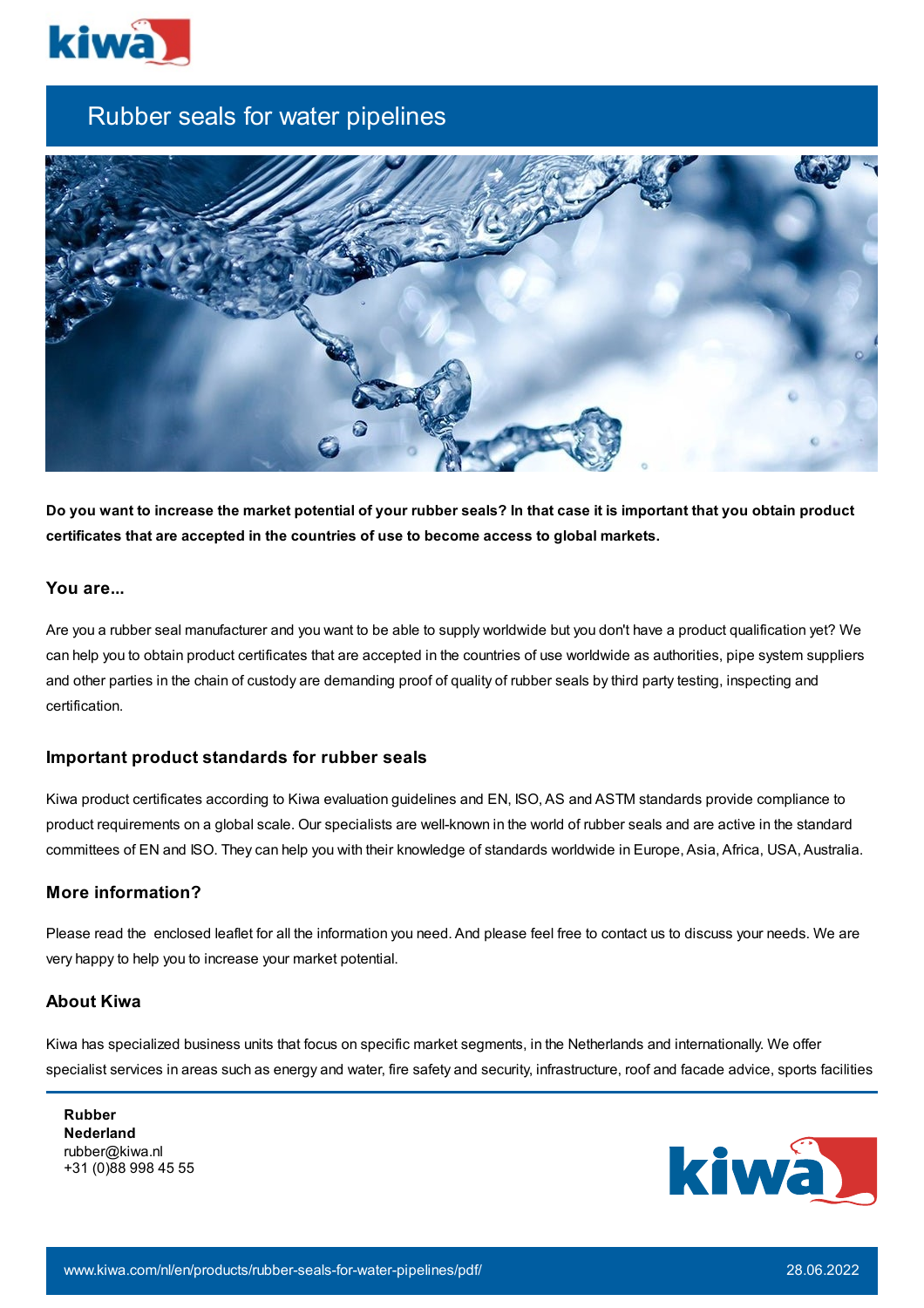# Rubber seals for water pipelines

**Do you want to increase the market potential of your rubber seals? In that case it is important that you obtain product certificates that are accepted in the countries of use to become access to global markets.**

## You are...

Are you a rubber seal manufacturer and you want to be able to supply worldwide but you don't have a product qualification yet? We can help you to obtain product certificates that are accepted in the countries of use worldwide as authorities, pipe system suppliers and other parties in the chain of custody are demanding proof of quality of rubber seals by third party testing, inspecting and certification.

## Important product standards for rubber seals

Kiwa product certificates according to Kiwa evaluation guidelines and EN, ISO, AS and ASTM standards provide compliance to product requirements on a global scale. Our specialists are well-known in the world of rubber seals and are active in the standard committees of EN and ISO. They can help you with their knowledge of standards worldwide in Europe, Asia, Africa, USA, Australia.

## More information?

Please read the enclosed leaflet for all the information you need. And please feel free to contact us to discuss your needs. We are very happy to help you to increase your market potential.

## About Kiwa

Kiwa has specialized business units that focus on specific market segments, in the Netherlands and internationally. We offer specialist services in areas such as energy and water, fire safety and security, infrastructure, roof and facade advice, sports facilities

**Rubber Nederland**
rubber@kiwa.nl
+31 (0)88 998 45 55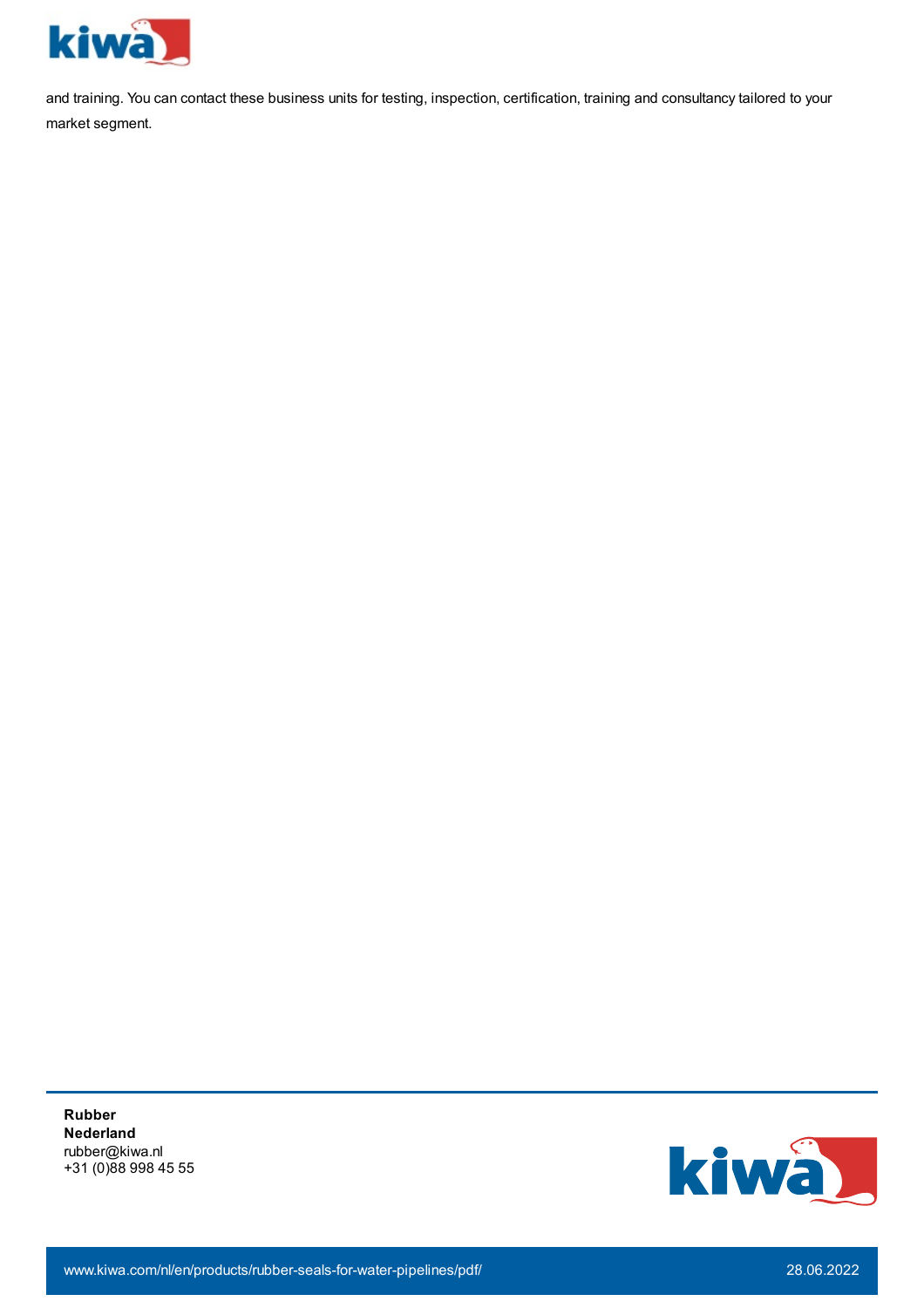and training. You can contact these business units for testing, inspection, certification, training and consultancy tailored to your market segment.

**Rubber**
**Nederland**
rubber@kiwa.nl
+31 (0)88 998 45 55